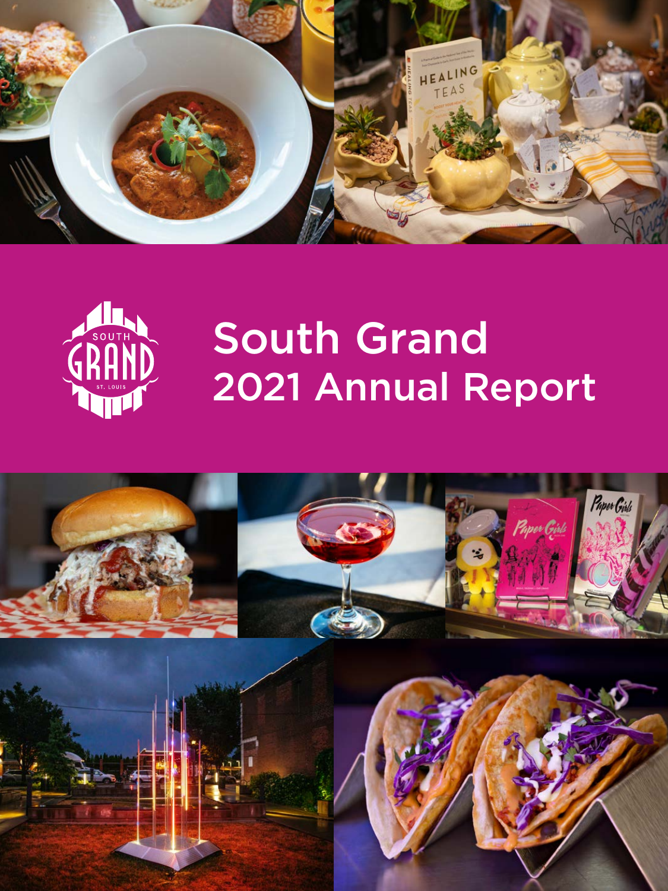# South Grand 2021 Annual Report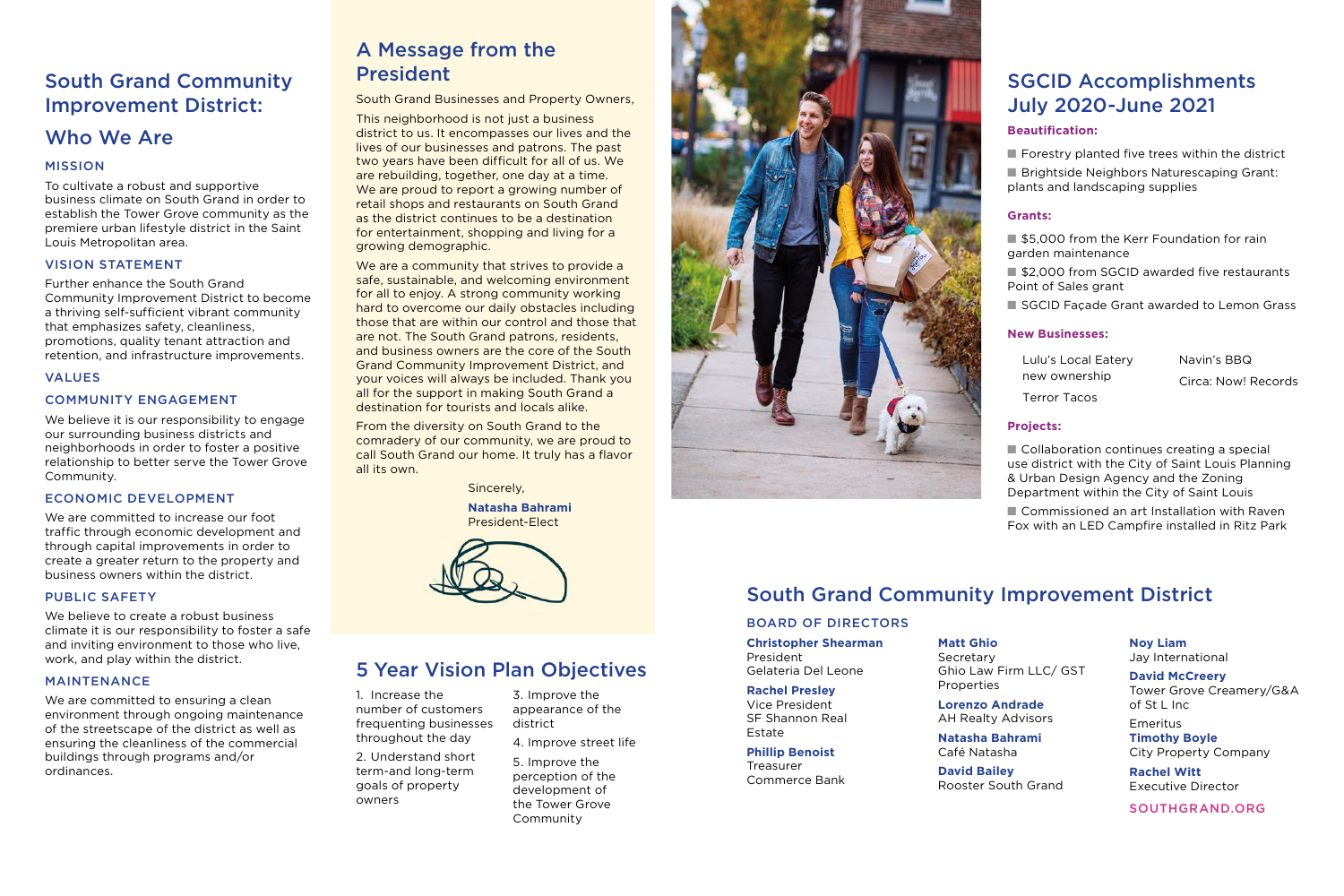# South Grand Community Improvement District:

## Who We Are

### MISSION

To cultivate a robust and supportive business climate on South Grand in order to establish the Tower Grove community as the premiere urban lifestyle district in the Saint Louis Metropolitan area.

### VISION STATEMENT

Further enhance the South Grand Community Improvement District to become a thriving self-sufficient vibrant community that emphasizes safety, cleanliness, promotions, quality tenant attraction and retention, and infrastructure improvements.

### VALUES

### COMMUNITY ENGAGEMENT

We believe it is our responsibility to engage our surrounding business districts and neighborhoods in order to foster a positive relationship to better serve the Tower Grove Community.

### ECONOMIC DEVELOPMENT

We are committed to increase our foot traffic through economic development and through capital improvements in order to create a greater return to the property and business owners within the district.

### PUBLIC SAFETY

We believe to create a robust business climate it is our responsibility to foster a safe and inviting environment to those who live, work, and play within the district.

### MAINTENANCE

We are committed to ensuring a clean environment through ongoing maintenance of the streetscape of the district as well as ensuring the cleanliness of the commercial buildings through programs and/or ordinances.

## A Message from the President

South Grand Businesses and Property Owners,

This neighborhood is not just a business district to us. It encompasses our lives and the lives of our businesses and patrons. The past two years have been difficult for all of us. We are rebuilding, together, one day at a time. We are proud to report a growing number of retail shops and restaurants on South Grand as the district continues to be a destination for entertainment, shopping and living for a growing demographic.

We are a community that strives to provide a safe, sustainable, and welcoming environment for all to enjoy. A strong community working hard to overcome our daily obstacles including those that are within our control and those that are not. The South Grand patrons, residents, and business owners are the core of the South Grand Community Improvement District, and your voices will always be included. Thank you all for the support in making South Grand a destination for tourists and locals alike.

From the diversity on South Grand to the comradery of our community, we are proud to call South Grand our home. It truly has a flavor all its own.

Sincerely,

**Natasha Bahrami**
President-Elect

## 5 Year Vision Plan Objectives

1. Increase the number of customers frequenting businesses throughout the day
2. Understand short term-and long-term goals of property owners
3. Improve the appearance of the district
4. Improve street life
5. Improve perception of the development of the Tower Grove Community

## SGCID Accomplishments July 2020-June 2021

### Beautification:

- Forestry planted five trees within the district
- Brightside Neighbors Naturescaping Grant: plants and landscaping supplies

### Grants:

- $5,000 from the Kerr Foundation for rain garden maintenance
- $2,000 from SGCID awarded five restaurants Point of Sales grant
- SGCID Façade Grant awarded to Lemon Grass

### New Businesses:

- Lulu's Local Eatery new ownership
- Terror Tacos
- Navin's BBQ
- Circa: Now! Records

### Projects:

- Collaboration continues creating a special use district with the City of Saint Louis Planning & Urban Design Agency and the Zoning Department within the City of Saint Louis
- Commissioned an art Installation with Raven Fox with an LED Campfire installed in Ritz Park

## South Grand Community Improvement District

### BOARD OF DIRECTORS

**Christopher Shearman**
President
Gelateria Del Leone

**Rachel Presley**
Vice President
SF Shannon Real Estate

**Phillip Benoist**
Treasurer
Commerce Bank

**Matt Ghio**
Secretary
Ghio Law Firm LLC/ GST Properties

**Lorenzo Andrade**
AH Realty Advisors

**Natasha Bahrami**
Café Natasha

**David Bailey**
Rooster South Grand

**Noy Liam**
Jay International

**David McCreery**
Tower Grove Creamery/G&A of St L Inc

Emeritus
**Timothy Boyle**
City Property Company

**Rachel Witt**
Executive Director

SOUTHGRAND.ORG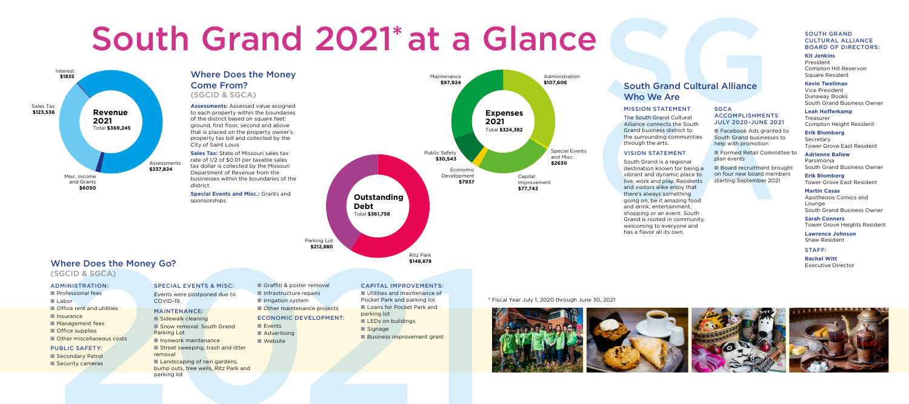# South Grand 2021* at a Glance

Interest
$1835

Sales Tax
$123,536

Revenue
2021
Total $369,245

Assessments
$237,824

Misc. Income and Grants
$6050

## Where Does the Money Come From?

(SGCID & SGCA)

**Assessments:** Assessed value assigned to each property within the boundaries of the district based on square feet: ground, first floor, second and above that is placed on the property owner's property tax bill and collected by the City of Saint Louis

**Sales Tax:** State of Missouri sales tax rate of 1/2 of $0.01 per taxable sales tax dollar is collected by the Missouri Department of Revenue from the businesses within the boundaries of the district

**Special Events and Misc.:** Grants and sponsorships

Maintenance
$97,924

Administration
$107,606

Expenses
2021
Total $324,382

Public Safety
$30,543

Special Events and Misc.
$2630

Economic Development
$7937

Capital Improvement
$77,742

Outstanding Debt
Total $361,758

Parking Lot
$212,880

Ritz Park
$148,878

## South Grand Cultural Alliance Who We Are

### MISSION STATEMENT

The South Grand Cultural Alliance connects the South Grand business district to the surrounding communities through the arts.

### VISION STATEMENT

South Grand is a regional destination known for being a vibrant and dynamic place to live, work and play. Residents and visitors alike enjoy that there's always something going on, be it amazing food and drink, entertainment, shopping or an event. South Grand is rooted in community, welcoming to everyone and has a flavor all its own.

### SGCA ACCOMPLISHMENTS JULY 2020-JUNE 2021

- Facebook Ads granted to South Grand businesses to help with promotion
- Formed Retail Committee to plan events
- Board recruitment brought on four new board members starting September 2021

### SOUTH GRAND CULTURAL ALLIANCE BOARD OF DIRECTORS:

**Kit Jenkins**
President
Compton Hill Reservoir Square Resident

**Kevin Twellman**
Vice President
Dunaway Books
South Grand Business Owner

**Leah Hofferkamp**
Treasurer
Compton Height Resident

**Erik Blomberg**
Secretary
Tower Grove East Resident

**Adrienne Ballew**
Parsimonia
South Grand Business Owner

**Erik Blomberg**
Tower Grove East Resident

**Martin Casas**
Apotheosis Comics and Lounge
South Grand Business Owner

**Sarah Conners**
Tower Grove Heights Resident

**Lawrence Johnson**
Shaw Resident

### STAFF:

**Rachel Witt**
Executive Director

## Where Does the Money Go?

(SGCID & SGCA)

### ADMINISTRATION:

- Professional fees
- Labor
- Office rent and utilities
- Insurance
- Management fees
- Office supplies
- Other miscellaneous costs

### PUBLIC SAFETY:

- Secondary Patrol
- Security cameras

### SPECIAL EVENTS & MISC:

Events were postponed due to COVID-19.

### MAINTENANCE:

- Sidewalk cleaning
- Snow removal: South Grand Parking Lot
- Ironwork maintenance
- Street sweeping, trash and litter removal
- Landscaping of rain gardens, bump outs, tree wells, Ritz Park and parking lot
- Graffiti & poster removal
- Infrastructure repairs
- Irrigation system
- Other maintenance projects

### ECONOMIC DEVELOPMENT:

- Events
- Advertising
- Website

### CAPITAL IMPROVEMENTS:

- Utilities and maintenance of Pocket Park and parking lot
- Loans for Pocket Park and parking lot
- LEDs on buildings
- Signage
- Business improvement grant

* Fiscal Year July 1, 2020 through June 30, 2021